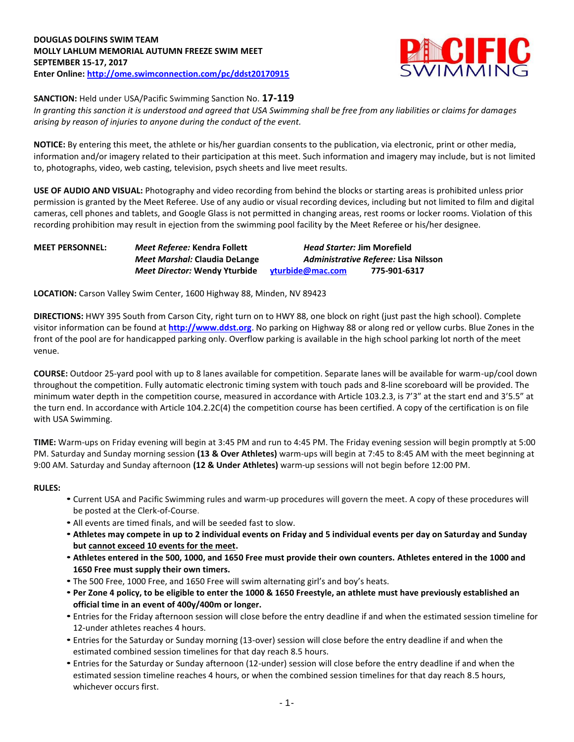**DOUGLAS DOLFINS SWIM TEAM**
**MOLLY LAHLUM MEMORIAL AUTUMN FREEZE SWIM MEET**
**SEPTEMBER 15-17, 2017**
**Enter Online: http://ome.swimconnection.com/pc/ddst20170915**

**SANCTION:** Held under USA/Pacific Swimming Sanction No. **17-119**

*In granting this sanction it is understood and agreed that USA Swimming shall be free from any liabilities or claims for damages arising by reason of injuries to anyone during the conduct of the event.*

**NOTICE:** By entering this meet, the athlete or his/her guardian consents to the publication, via electronic, print or other media, information and/or imagery related to their participation at this meet. Such information and imagery may include, but is not limited to, photographs, video, web casting, television, psych sheets and live meet results.

**USE OF AUDIO AND VISUAL:** Photography and video recording from behind the blocks or starting areas is prohibited unless prior permission is granted by the Meet Referee. Use of any audio or visual recording devices, including but not limited to film and digital cameras, cell phones and tablets, and Google Glass is not permitted in changing areas, rest rooms or locker rooms. Violation of this recording prohibition may result in ejection from the swimming pool facility by the Meet Referee or his/her designee.

**MEET PERSONNEL:**
*Meet Referee:* **Kendra Follett**
*Head Starter:* **Jim Morefield**
*Meet Marshal:* **Claudia DeLange**
*Administrative Referee:* **Lisa Nilsson**
*Meet Director:* **Wendy Yturbide** yturbide@mac.com **775-901-6317**

**LOCATION:** Carson Valley Swim Center, 1600 Highway 88, Minden, NV 89423

**DIRECTIONS:** HWY 395 South from Carson City, right turn on to HWY 88, one block on right (just past the high school). Complete visitor information can be found at **http://www.ddst.org**. No parking on Highway 88 or along red or yellow curbs. Blue Zones in the front of the pool are for handicapped parking only. Overflow parking is available in the high school parking lot north of the meet venue.

**COURSE:** Outdoor 25-yard pool with up to 8 lanes available for competition. Separate lanes will be available for warm-up/cool down throughout the competition. Fully automatic electronic timing system with touch pads and 8-line scoreboard will be provided. The minimum water depth in the competition course, measured in accordance with Article 103.2.3, is 7'3" at the start end and 3'5.5" at the turn end. In accordance with Article 104.2.2C(4) the competition course has been certified. A copy of the certification is on file with USA Swimming.

**TIME:** Warm-ups on Friday evening will begin at 3:45 PM and run to 4:45 PM. The Friday evening session will begin promptly at 5:00 PM. Saturday and Sunday morning session **(13 & Over Athletes)** warm-ups will begin at 7:45 to 8:45 AM with the meet beginning at 9:00 AM. Saturday and Sunday afternoon **(12 & Under Athletes)** warm-up sessions will not begin before 12:00 PM.

**RULES:**

- Current USA and Pacific Swimming rules and warm-up procedures will govern the meet. A copy of these procedures will be posted at the Clerk-of-Course.
- All events are timed finals, and will be seeded fast to slow.
- **Athletes may compete in up to 2 individual events on Friday and 5 individual events per day on Saturday and Sunday but cannot exceed 10 events for the meet.**
- **Athletes entered in the 500, 1000, and 1650 Free must provide their own counters. Athletes entered in the 1000 and 1650 Free must supply their own timers.**
- The 500 Free, 1000 Free, and 1650 Free will swim alternating girl's and boy's heats.
- **Per Zone 4 policy, to be eligible to enter the 1000 & 1650 Freestyle, an athlete must have previously established an official time in an event of 400y/400m or longer.**
- Entries for the Friday afternoon session will close before the entry deadline if and when the estimated session timeline for 12-under athletes reaches 4 hours.
- Entries for the Saturday or Sunday morning (13-over) session will close before the entry deadline if and when the estimated combined session timelines for that day reach 8.5 hours.
- Entries for the Saturday or Sunday afternoon (12-under) session will close before the entry deadline if and when the estimated session timeline reaches 4 hours, or when the combined session timelines for that day reach 8.5 hours, whichever occurs first.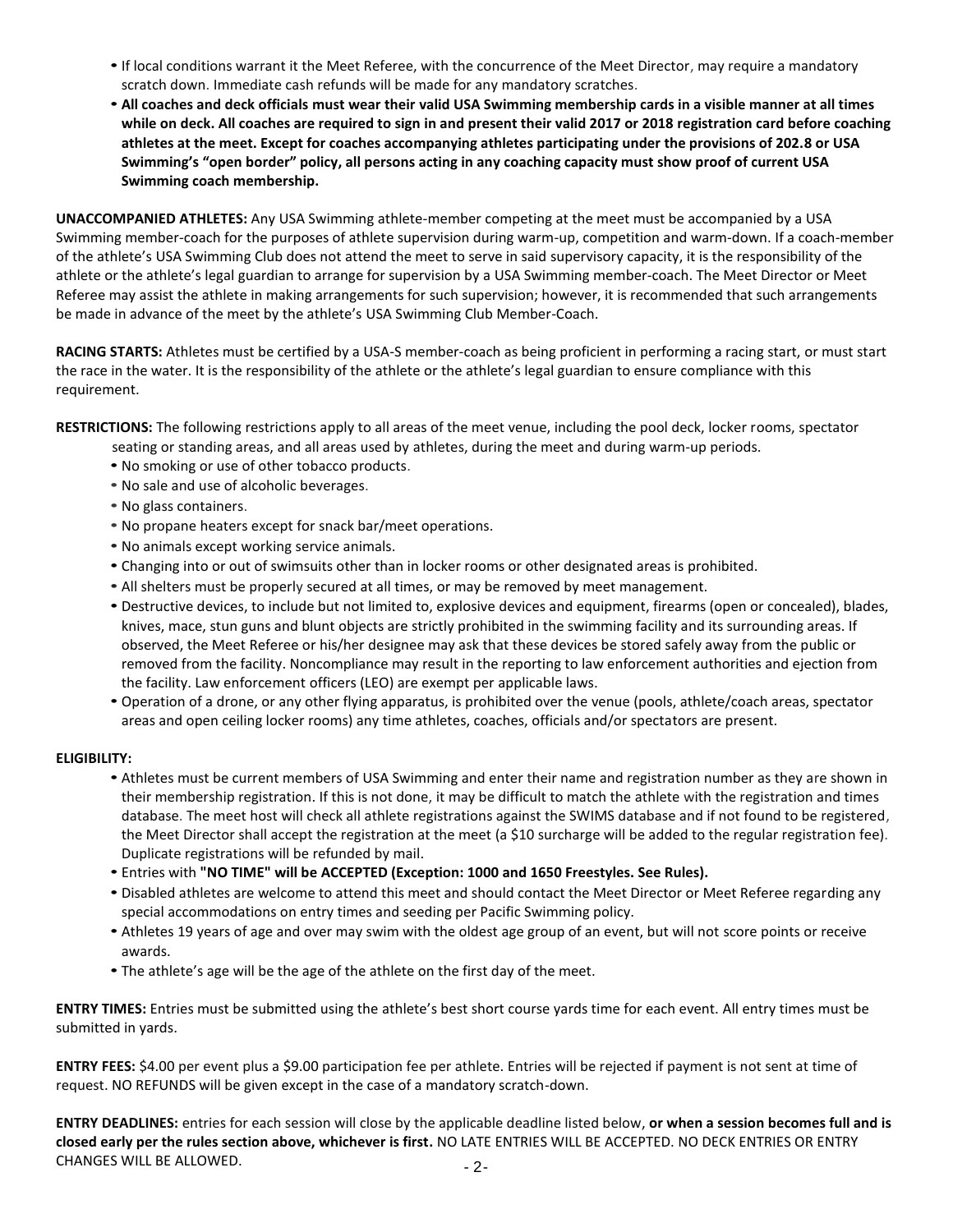- If local conditions warrant it the Meet Referee, with the concurrence of the Meet Director, may require a mandatory scratch down. Immediate cash refunds will be made for any mandatory scratches.
- **All coaches and deck officials must wear their valid USA Swimming membership cards in a visible manner at all times while on deck. All coaches are required to sign in and present their valid 2017 or 2018 registration card before coaching athletes at the meet. Except for coaches accompanying athletes participating under the provisions of 202.8 or USA Swimming's "open border" policy, all persons acting in any coaching capacity must show proof of current USA Swimming coach membership.**

**UNACCOMPANIED ATHLETES:** Any USA Swimming athlete-member competing at the meet must be accompanied by a USA Swimming member-coach for the purposes of athlete supervision during warm-up, competition and warm-down. If a coach-member of the athlete's USA Swimming Club does not attend the meet to serve in said supervisory capacity, it is the responsibility of the athlete or the athlete's legal guardian to arrange for supervision by a USA Swimming member-coach. The Meet Director or Meet Referee may assist the athlete in making arrangements for such supervision; however, it is recommended that such arrangements be made in advance of the meet by the athlete's USA Swimming Club Member-Coach.

**RACING STARTS:** Athletes must be certified by a USA-S member-coach as being proficient in performing a racing start, or must start the race in the water. It is the responsibility of the athlete or the athlete's legal guardian to ensure compliance with this requirement.

**RESTRICTIONS:** The following restrictions apply to all areas of the meet venue, including the pool deck, locker rooms, spectator seating or standing areas, and all areas used by athletes, during the meet and during warm-up periods.

- No smoking or use of other tobacco products.
- No sale and use of alcoholic beverages.
- No glass containers.
- No propane heaters except for snack bar/meet operations.
- No animals except working service animals.
- Changing into or out of swimsuits other than in locker rooms or other designated areas is prohibited.
- All shelters must be properly secured at all times, or may be removed by meet management.
- Destructive devices, to include but not limited to, explosive devices and equipment, firearms (open or concealed), blades, knives, mace, stun guns and blunt objects are strictly prohibited in the swimming facility and its surrounding areas. If observed, the Meet Referee or his/her designee may ask that these devices be stored safely away from the public or removed from the facility. Noncompliance may result in the reporting to law enforcement authorities and ejection from the facility. Law enforcement officers (LEO) are exempt per applicable laws.
- Operation of a drone, or any other flying apparatus, is prohibited over the venue (pools, athlete/coach areas, spectator areas and open ceiling locker rooms) any time athletes, coaches, officials and/or spectators are present.

**ELIGIBILITY:**

- Athletes must be current members of USA Swimming and enter their name and registration number as they are shown in their membership registration. If this is not done, it may be difficult to match the athlete with the registration and times database. The meet host will check all athlete registrations against the SWIMS database and if not found to be registered, the Meet Director shall accept the registration at the meet (a $10 surcharge will be added to the regular registration fee). Duplicate registrations will be refunded by mail.
- Entries with **"NO TIME" will be ACCEPTED (Exception: 1000 and 1650 Freestyles. See Rules).**
- Disabled athletes are welcome to attend this meet and should contact the Meet Director or Meet Referee regarding any special accommodations on entry times and seeding per Pacific Swimming policy.
- Athletes 19 years of age and over may swim with the oldest age group of an event, but will not score points or receive awards.
- The athlete's age will be the age of the athlete on the first day of the meet.

**ENTRY TIMES:** Entries must be submitted using the athlete's best short course yards time for each event. All entry times must be submitted in yards.

**ENTRY FEES:** $4.00 per event plus a $9.00 participation fee per athlete. Entries will be rejected if payment is not sent at time of request. NO REFUNDS will be given except in the case of a mandatory scratch-down.

**ENTRY DEADLINES:** entries for each session will close by the applicable deadline listed below, **or when a session becomes full and is closed early per the rules section above, whichever is first.** NO LATE ENTRIES WILL BE ACCEPTED. NO DECK ENTRIES OR ENTRY CHANGES WILL BE ALLOWED.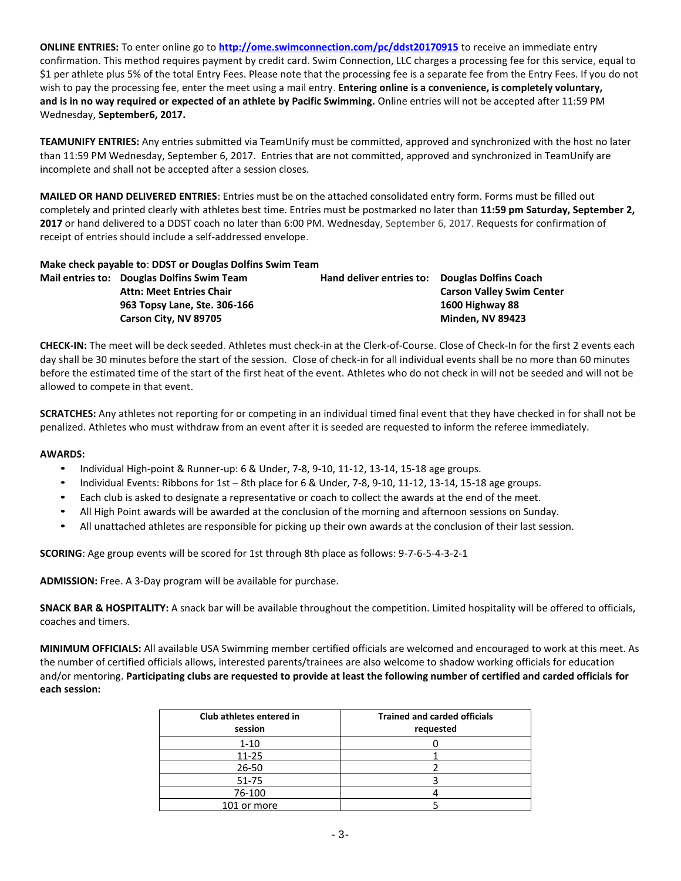**ONLINE ENTRIES:** To enter online go to **http://ome.swimconnection.com/pc/ddst20170915** to receive an immediate entry confirmation. This method requires payment by credit card. Swim Connection, LLC charges a processing fee for this service, equal to $1 per athlete plus 5% of the total Entry Fees. Please note that the processing fee is a separate fee from the Entry Fees. If you do not wish to pay the processing fee, enter the meet using a mail entry. **Entering online is a convenience, is completely voluntary, and is in no way required or expected of an athlete by Pacific Swimming.** Online entries will not be accepted after 11:59 PM Wednesday, **September6, 2017.**

**TEAMUNIFY ENTRIES:** Any entries submitted via TeamUnify must be committed, approved and synchronized with the host no later than 11:59 PM Wednesday, September 6, 2017. Entries that are not committed, approved and synchronized in TeamUnify are incomplete and shall not be accepted after a session closes.

**MAILED OR HAND DELIVERED ENTRIES**: Entries must be on the attached consolidated entry form. Forms must be filled out completely and printed clearly with athletes best time. Entries must be postmarked no later than **11:59 pm Saturday, September 2, 2017** or hand delivered to a DDST coach no later than 6:00 PM. Wednesday, September 6, 2017. Requests for confirmation of receipt of entries should include a self-addressed envelope.

**Make check payable to**: **DDST or Douglas Dolfins Swim Team**

**Mail entries to:** **Douglas Dolfins Swim Team**
**Attn: Meet Entries Chair**
**963 Topsy Lane, Ste. 306-166**
**Carson City, NV 89705**

**Hand deliver entries to:** **Douglas Dolfins Coach**
**Carson Valley Swim Center**
**1600 Highway 88**
**Minden, NV 89423**

**CHECK-IN:** The meet will be deck seeded. Athletes must check-in at the Clerk-of-Course. Close of Check-In for the first 2 events each day shall be 30 minutes before the start of the session. Close of check-in for all individual events shall be no more than 60 minutes before the estimated time of the start of the first heat of the event. Athletes who do not check in will not be seeded and will not be allowed to compete in that event.

**SCRATCHES:** Any athletes not reporting for or competing in an individual timed final event that they have checked in for shall not be penalized. Athletes who must withdraw from an event after it is seeded are requested to inform the referee immediately.

**AWARDS:**

- Individual High-point & Runner-up: 6 & Under, 7-8, 9-10, 11-12, 13-14, 15-18 age groups.
- Individual Events: Ribbons for 1st – 8th place for 6 & Under, 7-8, 9-10, 11-12, 13-14, 15-18 age groups.
- Each club is asked to designate a representative or coach to collect the awards at the end of the meet.
- All High Point awards will be awarded at the conclusion of the morning and afternoon sessions on Sunday.
- All unattached athletes are responsible for picking up their own awards at the conclusion of their last session.

**SCORING**: Age group events will be scored for 1st through 8th place as follows: 9-7-6-5-4-3-2-1

**ADMISSION:** Free. A 3-Day program will be available for purchase.

**SNACK BAR & HOSPITALITY:** A snack bar will be available throughout the competition. Limited hospitality will be offered to officials, coaches and timers.

**MINIMUM OFFICIALS:** All available USA Swimming member certified officials are welcomed and encouraged to work at this meet. As the number of certified officials allows, interested parents/trainees are also welcome to shadow working officials for education and/or mentoring. **Participating clubs are requested to provide at least the following number of certified and carded officials for each session:**

| Club athletes entered in session | Trained and carded officials requested |
|---|---|
| 1-10 | 0 |
| 11-25 | 1 |
| 26-50 | 2 |
| 51-75 | 3 |
| 76-100 | 4 |
| 101 or more | 5 |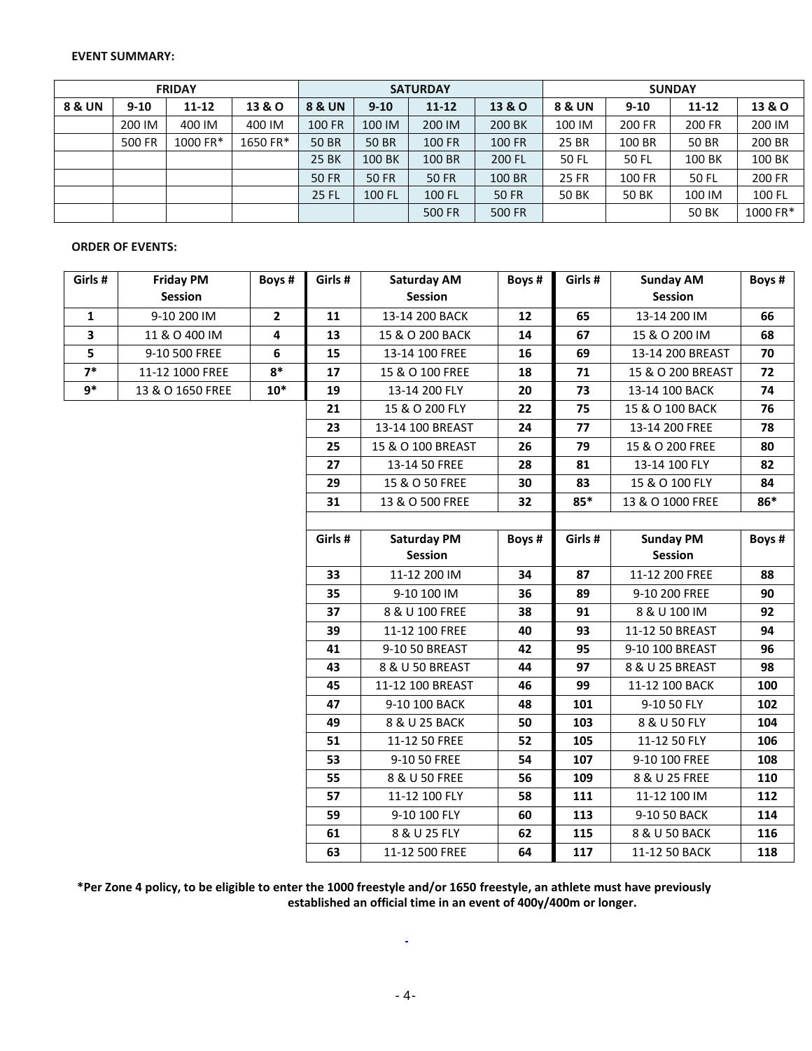**EVENT SUMMARY:**

| FRIDAY | | | | SATURDAY | | | | SUNDAY | | | |
|---|---|---|---|---|---|---|---|---|---|---|---|
| 8 & UN | 9-10 | 11-12 | 13 & O | 8 & UN | 9-10 | 11-12 | 13 & O | 8 & UN | 9-10 | 11-12 | 13 & O |
| | 200 IM | 400 IM | 400 IM | 100 FR | 100 IM | 200 IM | 200 BK | 100 IM | 200 FR | 200 FR | 200 IM |
| | 500 FR | 1000 FR* | 1650 FR* | 50 BR | 50 BR | 100 FR | 100 FR | 25 BR | 100 BR | 50 BR | 200 BR |
| | | | | 25 BK | 100 BK | 100 BR | 200 FL | 50 FL | 50 FL | 100 BK | 100 BK |
| | | | | 50 FR | 50 FR | 50 FR | 100 BR | 25 FR | 100 FR | 50 FL | 200 FR |
| | | | | 25 FL | 100 FL | 100 FL | 50 FR | 50 BK | 50 BK | 100 IM | 100 FL |
| | | | | | | 500 FR | 500 FR | | | 50 BK | 1000 FR* |

**ORDER OF EVENTS:**

| Girls # | Friday PM Session | Boys # |
|---|---|---|
| 1 | 9-10 200 IM | 2 |
| 3 | 11 & O 400 IM | 4 |
| 5 | 9-10 500 FREE | 6 |
| 7* | 11-12 1000 FREE | 8* |
| 9* | 13 & O 1650 FREE | 10* |

| Girls # | Saturday AM Session | Boys # |
|---|---|---|
| 11 | 13-14 200 BACK | 12 |
| 13 | 15 & O 200 BACK | 14 |
| 15 | 13-14 100 FREE | 16 |
| 17 | 15 & O 100 FREE | 18 |
| 19 | 13-14 200 FLY | 20 |
| 21 | 15 & O 200 FLY | 22 |
| 23 | 13-14 100 BREAST | 24 |
| 25 | 15 & O 100 BREAST | 26 |
| 27 | 13-14 50 FREE | 28 |
| 29 | 15 & O 50 FREE | 30 |
| 31 | 13 & O 500 FREE | 32 |

| Girls # | Saturday PM Session | Boys # |
|---|---|---|
| 33 | 11-12 200 IM | 34 |
| 35 | 9-10 100 IM | 36 |
| 37 | 8 & U 100 FREE | 38 |
| 39 | 11-12 100 FREE | 40 |
| 41 | 9-10 50 BREAST | 42 |
| 43 | 8 & U 50 BREAST | 44 |
| 45 | 11-12 100 BREAST | 46 |
| 47 | 9-10 100 BACK | 48 |
| 49 | 8 & U 25 BACK | 50 |
| 51 | 11-12 50 FREE | 52 |
| 53 | 9-10 50 FREE | 54 |
| 55 | 8 & U 50 FREE | 56 |
| 57 | 11-12 100 FLY | 58 |
| 59 | 9-10 100 FLY | 60 |
| 61 | 8 & U 25 FLY | 62 |
| 63 | 11-12 500 FREE | 64 |

| Girls # | Sunday AM Session | Boys # |
|---|---|---|
| 65 | 13-14 200 IM | 66 |
| 67 | 15 & O 200 IM | 68 |
| 69 | 13-14 200 BREAST | 70 |
| 71 | 15 & O 200 BREAST | 72 |
| 73 | 13-14 100 BACK | 74 |
| 75 | 15 & O 100 BACK | 76 |
| 77 | 13-14 200 FREE | 78 |
| 79 | 15 & O 200 FREE | 80 |
| 81 | 13-14 100 FLY | 82 |
| 83 | 15 & O 100 FLY | 84 |
| 85* | 13 & O 1000 FREE | 86* |

| Girls # | Sunday PM Session | Boys # |
|---|---|---|
| 87 | 11-12 200 FREE | 88 |
| 89 | 9-10 200 FREE | 90 |
| 91 | 8 & U 100 IM | 92 |
| 93 | 11-12 50 BREAST | 94 |
| 95 | 9-10 100 BREAST | 96 |
| 97 | 8 & U 25 BREAST | 98 |
| 99 | 11-12 100 BACK | 100 |
| 101 | 9-10 50 FLY | 102 |
| 103 | 8 & U 50 FLY | 104 |
| 105 | 11-12 50 FLY | 106 |
| 107 | 9-10 100 FREE | 108 |
| 109 | 8 & U 25 FREE | 110 |
| 111 | 11-12 100 IM | 112 |
| 113 | 9-10 50 BACK | 114 |
| 115 | 8 & U 50 BACK | 116 |
| 117 | 11-12 50 BACK | 118 |

**\*Per Zone 4 policy, to be eligible to enter the 1000 freestyle and/or 1650 freestyle, an athlete must have previously established an official time in an event of 400y/400m or longer.**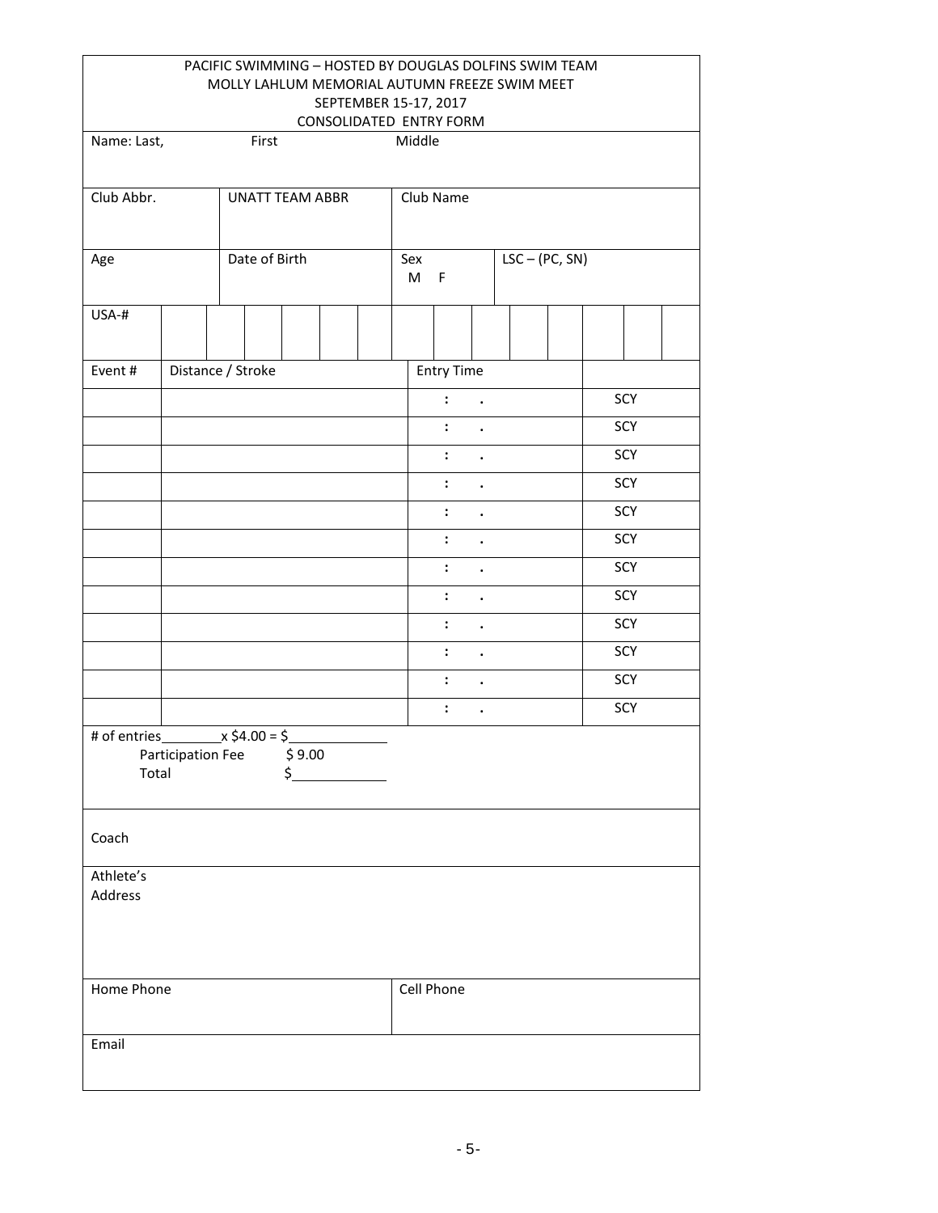PACIFIC SWIMMING – HOSTED BY DOUGLAS DOLFINS SWIM TEAM
MOLLY LAHLUM MEMORIAL AUTUMN FREEZE SWIM MEET
SEPTEMBER 15-17, 2017
CONSOLIDATED ENTRY FORM

| | | |
|---|---|---|
| Name: Last, | First | Middle |
| Club Abbr. | UNATT TEAM ABBR | Club Name |
| Age | Date of Birth | Sex M F / LSC – (PC, SN) |
| USA-# | | |

| Event # | Distance / Stroke | Entry Time | |
|---|---|---|---|
| | | : . | SCY |
| | | : . | SCY |
| | | : . | SCY |
| | | : . | SCY |
| | | : . | SCY |
| | | : . | SCY |
| | | : . | SCY |
| | | : . | SCY |
| | | : . | SCY |
| | | : . | SCY |
| | | : . | SCY |
| | | : . | SCY |

# of entries________x $4.00 = $_____________
Participation Fee $ 9.00
Total $____________

Coach

Athlete's Address

| | |
|---|---|
| Home Phone | Cell Phone |

Email